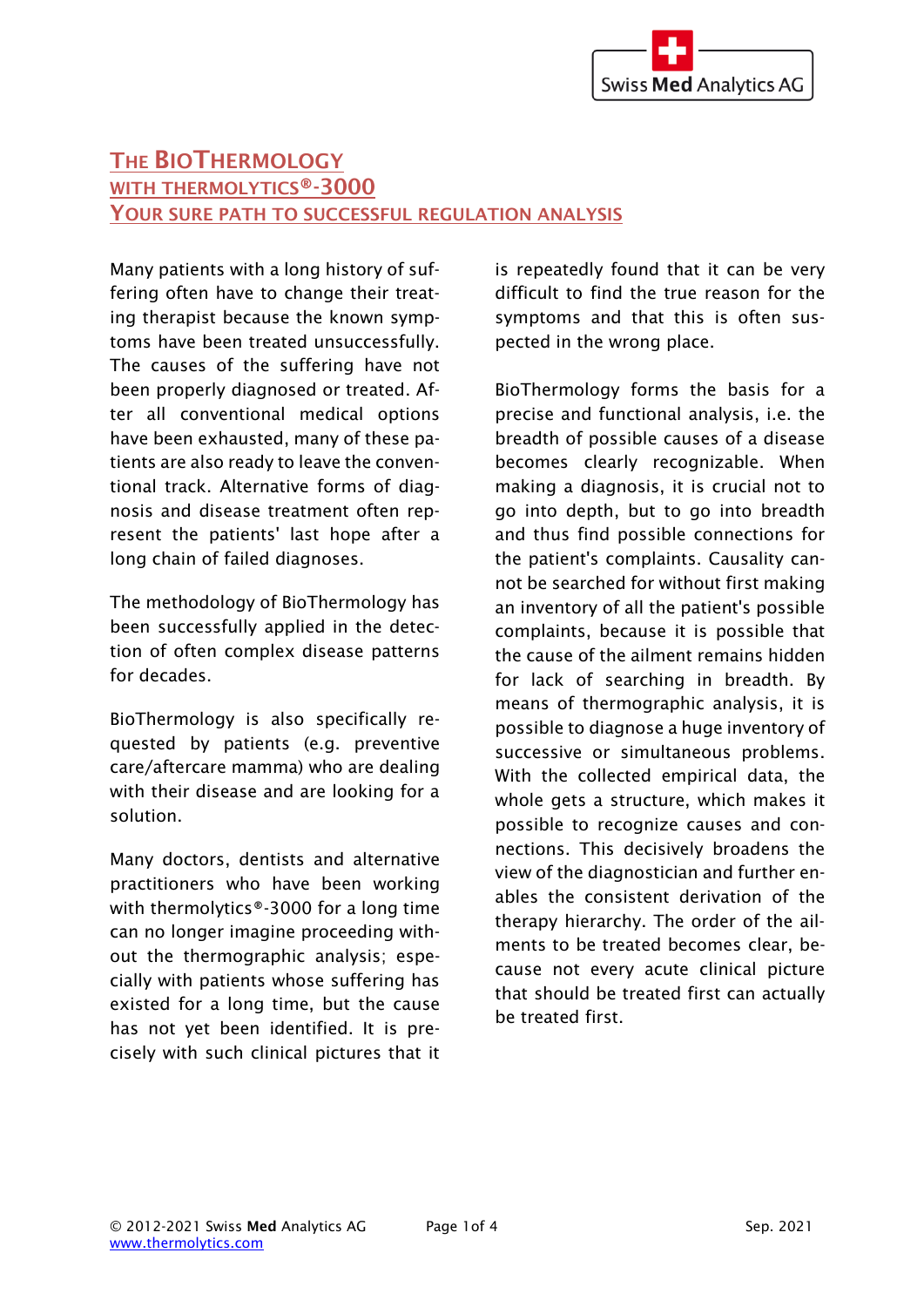# The BioThermology with thermolytics®-3000 Your sure path to successful regulation analysis

Many patients with a long history of suffering often have to change their treating therapist because the known symptoms have been treated unsuccessfully. The causes of the suffering have not been properly diagnosed or treated. After all conventional medical options have been exhausted, many of these patients are also ready to leave the conventional track. Alternative forms of diagnosis and disease treatment often represent the patients' last hope after a long chain of failed diagnoses.

The methodology of BioThermology has been successfully applied in the detection of often complex disease patterns for decades.

BioThermology is also specifically requested by patients (e.g. preventive care/aftercare mamma) who are dealing with their disease and are looking for a solution.

Many doctors, dentists and alternative practitioners who have been working with thermolytics®-3000 for a long time can no longer imagine proceeding without the thermographic analysis; especially with patients whose suffering has existed for a long time, but the cause has not yet been identified. It is precisely with such clinical pictures that it is repeatedly found that it can be very difficult to find the true reason for the symptoms and that this is often suspected in the wrong place.

BioThermology forms the basis for a precise and functional analysis, i.e. the breadth of possible causes of a disease becomes clearly recognizable. When making a diagnosis, it is crucial not to go into depth, but to go into breadth and thus find possible connections for the patient's complaints. Causality cannot be searched for without first making an inventory of all the patient's possible complaints, because it is possible that the cause of the ailment remains hidden for lack of searching in breadth. By means of thermographic analysis, it is possible to diagnose a huge inventory of successive or simultaneous problems. With the collected empirical data, the whole gets a structure, which makes it possible to recognize causes and connections. This decisively broadens the view of the diagnostician and further enables the consistent derivation of the therapy hierarchy. The order of the ailments to be treated becomes clear, because not every acute clinical picture that should be treated first can actually be treated first.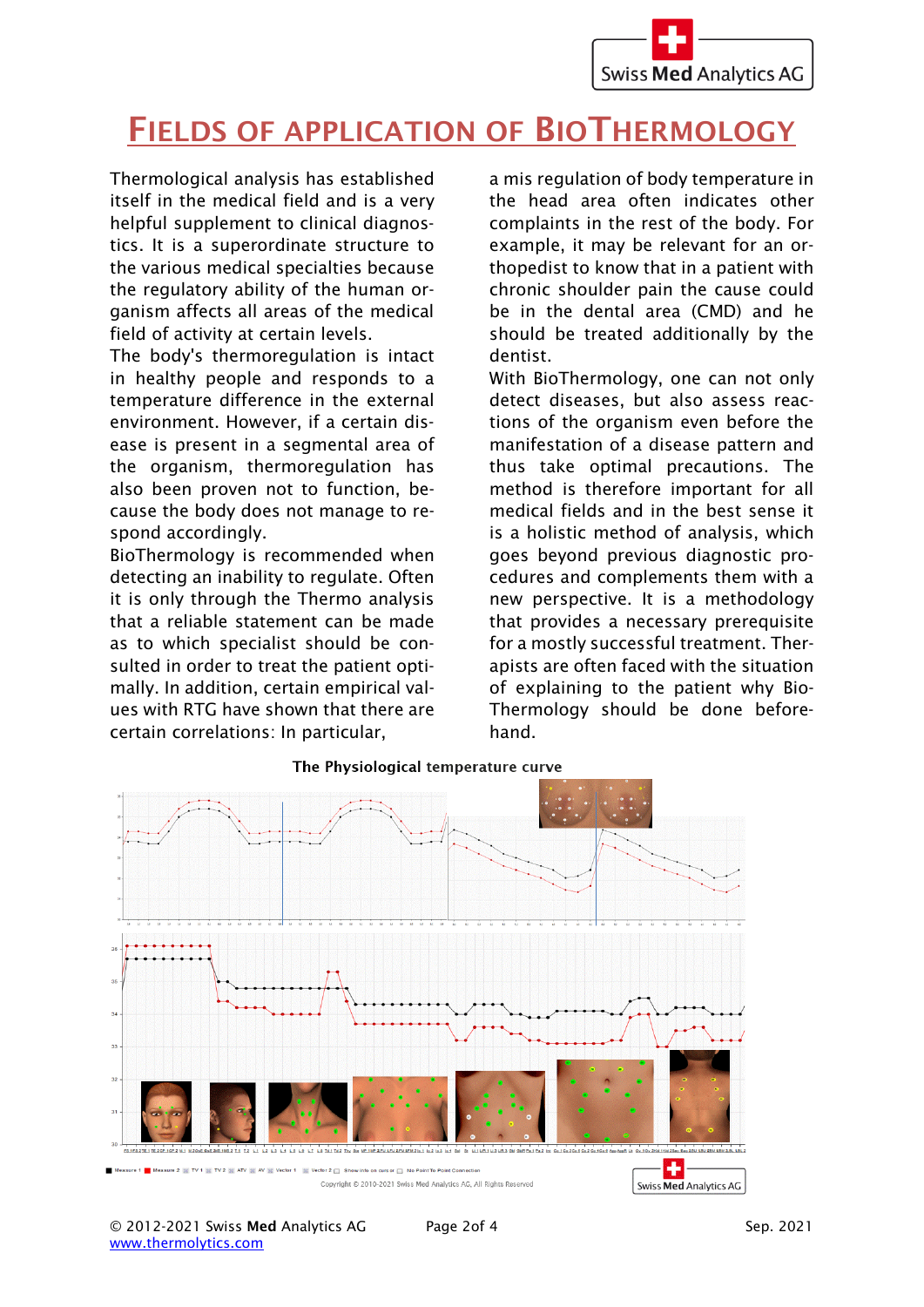# FIELDS OF APPLICATION OF BIOTHERMOLOGY

Thermological analysis has established itself in the medical field and is a very helpful supplement to clinical diagnostics. It is a superordinate structure to the various medical specialties because the regulatory ability of the human organism affects all areas of the medical field of activity at certain levels.
The body's thermoregulation is intact in healthy people and responds to a temperature difference in the external environment. However, if a certain disease is present in a segmental area of the organism, thermoregulation has also been proven not to function, because the body does not manage to respond accordingly.
BioThermology is recommended when detecting an inability to regulate. Often it is only through the Thermo analysis that a reliable statement can be made as to which specialist should be consulted in order to treat the patient optimally. In addition, certain empirical values with RTG have shown that there are certain correlations: In particular, a mis regulation of body temperature in the head area often indicates other complaints in the rest of the body. For example, it may be relevant for an orthopedist to know that in a patient with chronic shoulder pain the cause could be in the dental area (CMD) and he should be treated additionally by the dentist.
With BioThermology, one can not only detect diseases, but also assess reactions of the organism even before the manifestation of a disease pattern and thus take optimal precautions. The method is therefore important for all medical fields and in the best sense it is a holistic method of analysis, which goes beyond previous diagnostic procedures and complements them with a new perspective. It is a methodology that provides a necessary prerequisite for a mostly successful treatment. Therapists are often faced with the situation of explaining to the patient why BioThermology should be done beforehand.

**The Physiological temperature curve**

Copyright © 2010-2021 Swiss Med Analytics AG, All Rights Reserved

Swiss **Med** Analytics AG

© 2012-2021 Swiss **Med** Analytics AG
www.thermolytics.com

Sep. 2021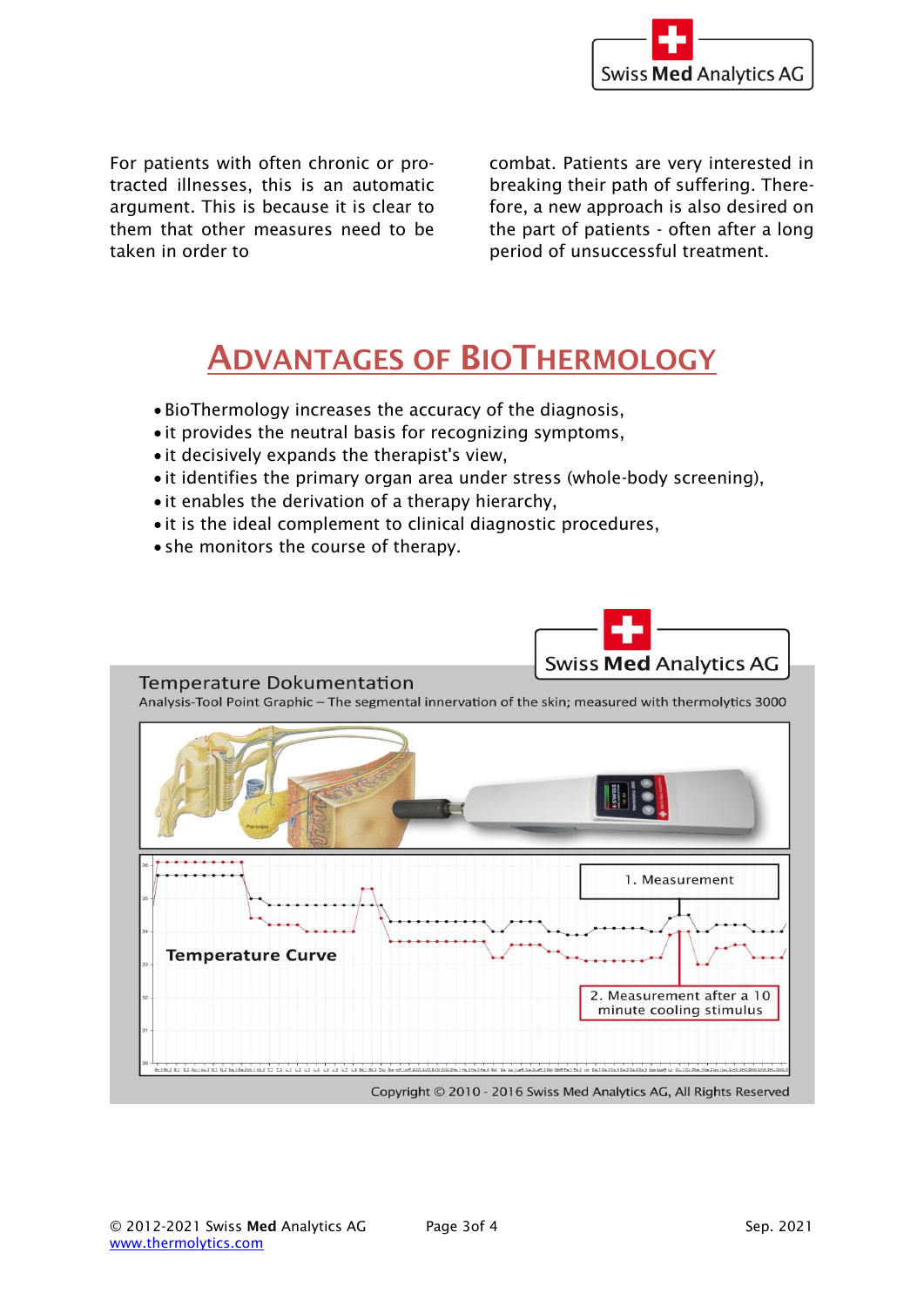For patients with often chronic or protracted illnesses, this is an automatic argument. This is because it is clear to them that other measures need to be taken in order to combat. Patients are very interested in breaking their path of suffering. Therefore, a new approach is also desired on the part of patients - often after a long period of unsuccessful treatment.

# ADVANTAGES OF BIOTHERMOLOGY

- BioThermology increases the accuracy of the diagnosis,
- it provides the neutral basis for recognizing symptoms,
- it decisively expands the therapist's view,
- it identifies the primary organ area under stress (whole-body screening),
- it enables the derivation of a therapy hierarchy,
- it is the ideal complement to clinical diagnostic procedures,
- she monitors the course of therapy.

Temperature Dokumentation

Analysis-Tool Point Graphic – The segmental innervation of the skin; measured with thermolytics 3000

Temperature Curve

1. Measurement

2. Measurement after a 10 minute cooling stimulus

Copyright © 2010 - 2016 Swiss Med Analytics AG, All Rights Reserved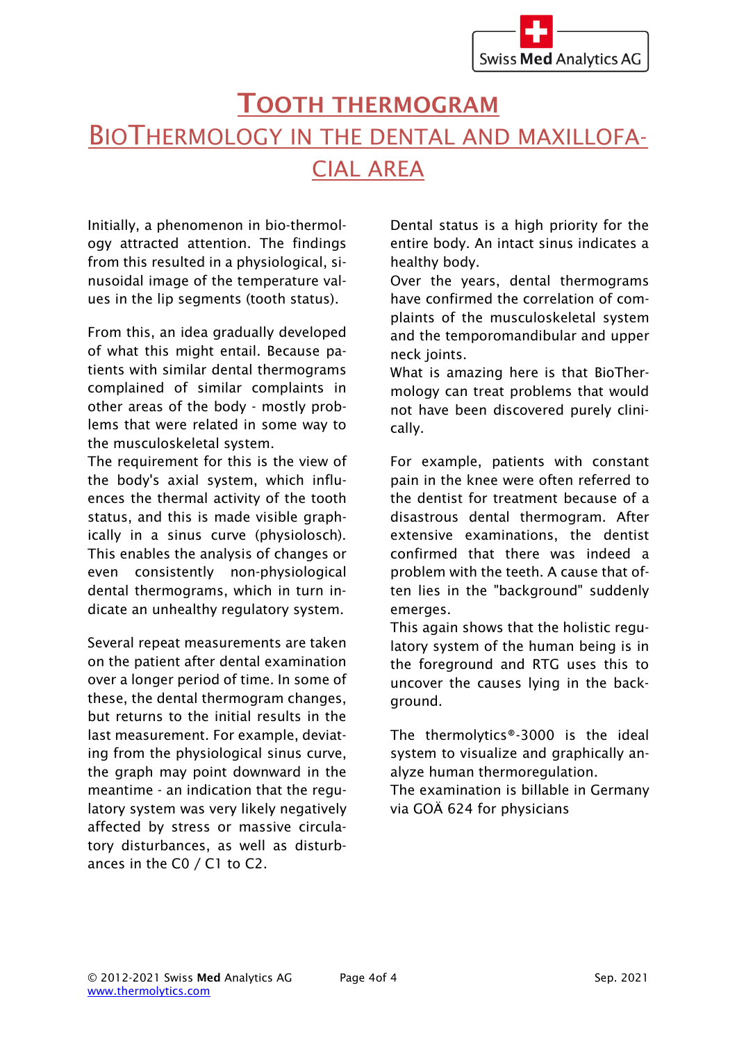# TOOTH THERMOGRAM

## BIOTHERMOLOGY IN THE DENTAL AND MAXILLOFACIAL AREA

Initially, a phenomenon in bio-thermology attracted attention. The findings from this resulted in a physiological, sinusoidal image of the temperature values in the lip segments (tooth status).

From this, an idea gradually developed of what this might entail. Because patients with similar dental thermograms complained of similar complaints in other areas of the body - mostly problems that were related in some way to the musculoskeletal system.
The requirement for this is the view of the body's axial system, which influences the thermal activity of the tooth status, and this is made visible graphically in a sinus curve (physiolosch). This enables the analysis of changes or even consistently non-physiological dental thermograms, which in turn indicate an unhealthy regulatory system.

Several repeat measurements are taken on the patient after dental examination over a longer period of time. In some of these, the dental thermogram changes, but returns to the initial results in the last measurement. For example, deviating from the physiological sinus curve, the graph may point downward in the meantime - an indication that the regulatory system was very likely negatively affected by stress or massive circulatory disturbances, as well as disturbances in the C0 / C1 to C2.

Dental status is a high priority for the entire body. An intact sinus indicates a healthy body.
Over the years, dental thermograms have confirmed the correlation of complaints of the musculoskeletal system and the temporomandibular and upper neck joints.
What is amazing here is that BioThermology can treat problems that would not have been discovered purely clinically.

For example, patients with constant pain in the knee were often referred to the dentist for treatment because of a disastrous dental thermogram. After extensive examinations, the dentist confirmed that there was indeed a problem with the teeth. A cause that often lies in the "background" suddenly emerges.
This again shows that the holistic regulatory system of the human being is in the foreground and RTG uses this to uncover the causes lying in the background.

The thermolytics®-3000 is the ideal system to visualize and graphically analyze human thermoregulation.
The examination is billable in Germany via GOÄ 624 for physicians